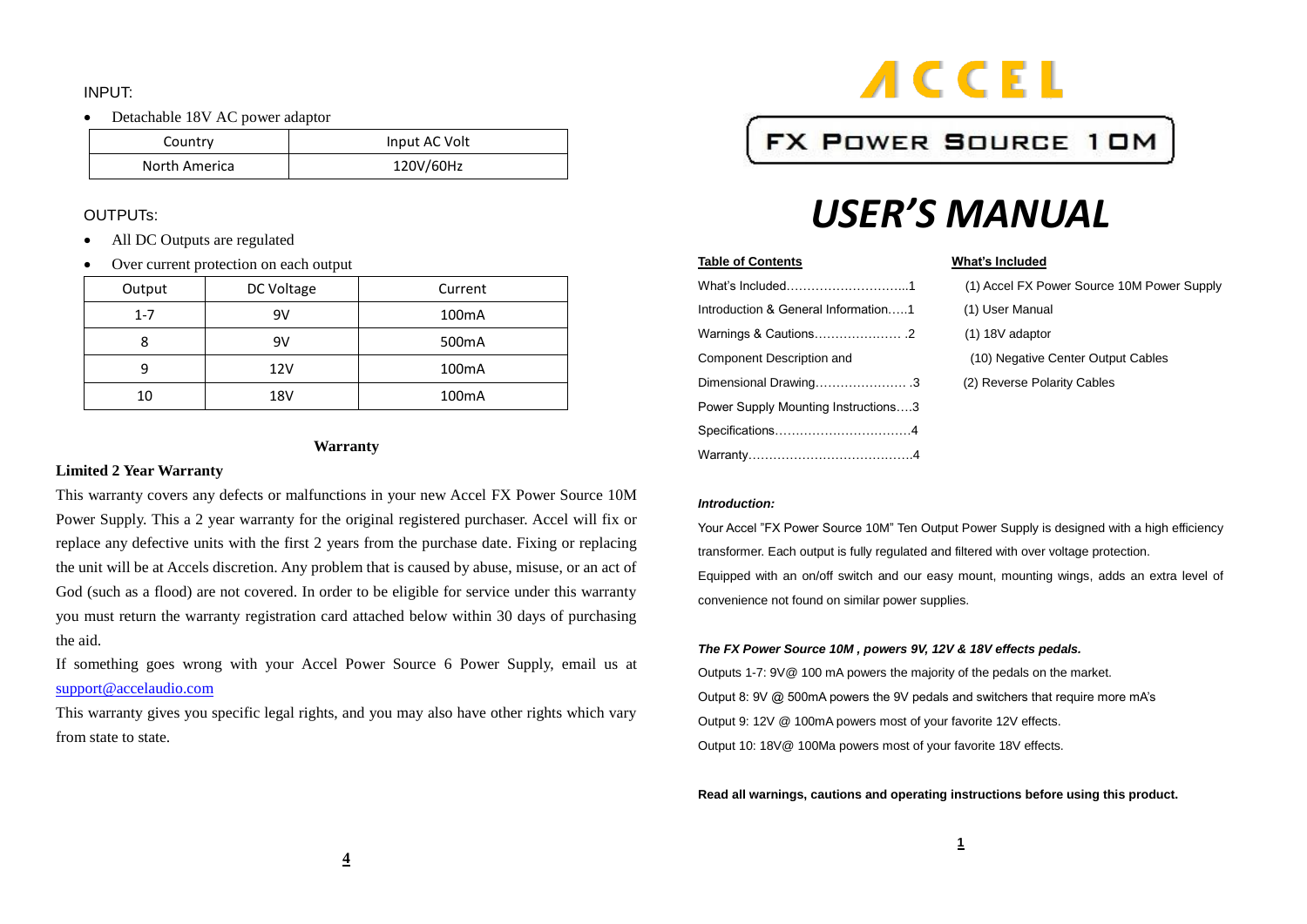INPUT:

- Detachable 18V AC power adaptor

| Country | Input AC Volt |
|---|---|
| North America | 120V/60Hz |

OUTPUTs:

- All DC Outputs are regulated
- Over current protection on each output

| Output | DC Voltage | Current |
|---|---|---|
| 1-7 | 9V | 100mA |
| 8 | 9V | 500mA |
| 9 | 12V | 100mA |
| 10 | 18V | 100mA |

## Warranty

**Limited 2 Year Warranty**

This warranty covers any defects or malfunctions in your new Accel FX Power Source 10M Power Supply. This a 2 year warranty for the original registered purchaser. Accel will fix or replace any defective units with the first 2 years from the purchase date. Fixing or replacing the unit will be at Accels discretion. Any problem that is caused by abuse, misuse, or an act of God (such as a flood) are not covered. In order to be eligible for service under this warranty you must return the warranty registration card attached below within 30 days of purchasing the aid.

If something goes wrong with your Accel Power Source 6 Power Supply, email us at support@accelaudio.com

This warranty gives you specific legal rights, and you may also have other rights which vary from state to state.

# ACCEL

## FX POWER SOURCE 10M

# *USER'S MANUAL*

**Table of Contents**

What's Included……………………….1
Introduction & General Information…..1
Warnings & Cautions………………… .2
Component Description and
Dimensional Drawing…………………. .3
Power Supply Mounting Instructions….3
Specifications…………………………..4
Warranty…………………………………4

**What's Included**

(1) Accel FX Power Source 10M Power Supply
(1) User Manual
(1) 18V adaptor
(10) Negative Center Output Cables
(2) Reverse Polarity Cables

***Introduction:***

Your Accel "FX Power Source 10M" Ten Output Power Supply is designed with a high efficiency transformer. Each output is fully regulated and filtered with over voltage protection.

Equipped with an on/off switch and our easy mount, mounting wings, adds an extra level of convenience not found on similar power supplies.

***The FX Power Source 10M , powers 9V, 12V & 18V effects pedals.***

Outputs 1-7: 9V@ 100 mA powers the majority of the pedals on the market.
Output 8: 9V @ 500mA powers the 9V pedals and switchers that require more mA's
Output 9: 12V @ 100mA powers most of your favorite 12V effects.
Output 10: 18V@ 100Ma powers most of your favorite 18V effects.

**Read all warnings, cautions and operating instructions before using this product.**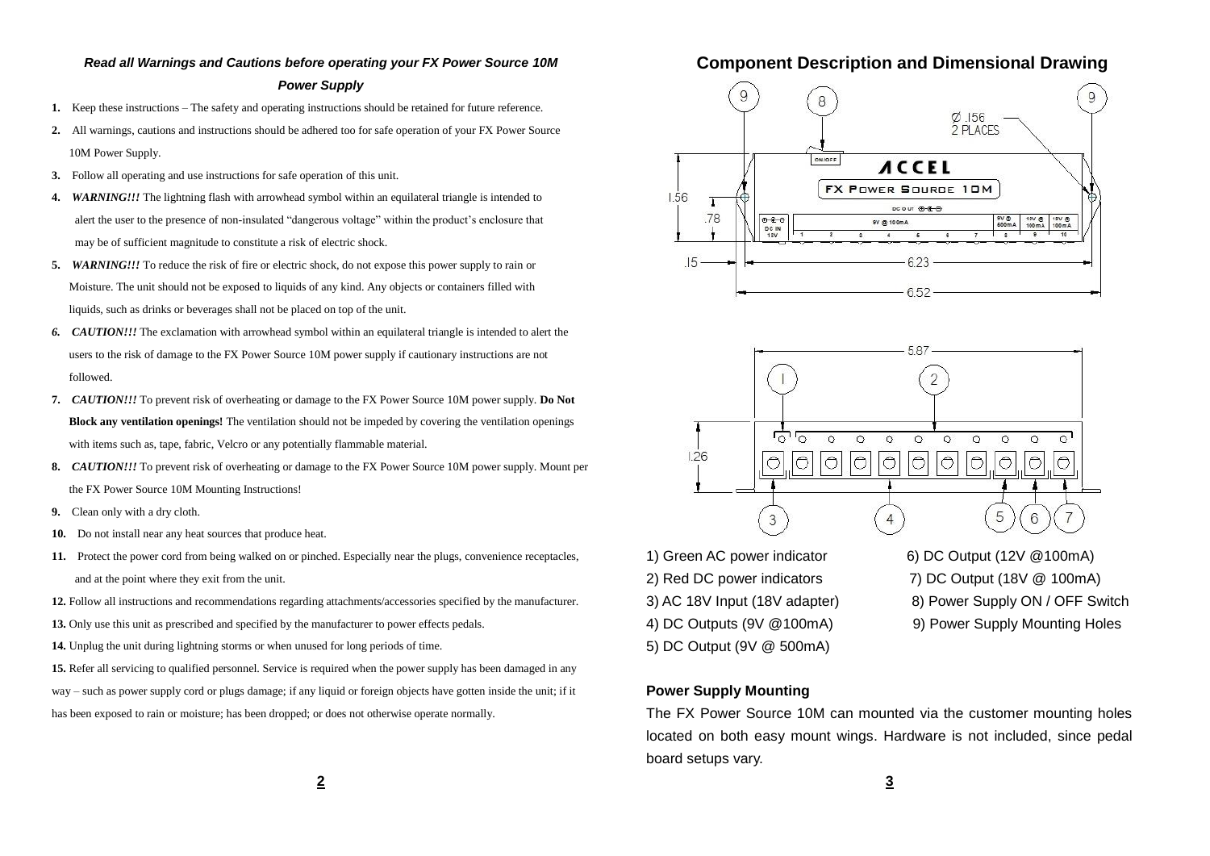### *Read all Warnings and Cautions before operating your FX Power Source 10M Power Supply*

1. Keep these instructions – The safety and operating instructions should be retained for future reference.
2. All warnings, cautions and instructions should be adhered too for safe operation of your FX Power Source 10M Power Supply.
3. Follow all operating and use instructions for safe operation of this unit.
4. ***WARNING!!!*** The lightning flash with arrowhead symbol within an equilateral triangle is intended to alert the user to the presence of non-insulated "dangerous voltage" within the product's enclosure that may be of sufficient magnitude to constitute a risk of electric shock.
5. ***WARNING!!!*** To reduce the risk of fire or electric shock, do not expose this power supply to rain or Moisture. The unit should not be exposed to liquids of any kind. Any objects or containers filled with liquids, such as drinks or beverages shall not be placed on top of the unit.
6. ***CAUTION!!!*** The exclamation with arrowhead symbol within an equilateral triangle is intended to alert the users to the risk of damage to the FX Power Source 10M power supply if cautionary instructions are not followed.
7. ***CAUTION!!!*** To prevent risk of overheating or damage to the FX Power Source 10M power supply. **Do Not Block any ventilation openings!** The ventilation should not be impeded by covering the ventilation openings with items such as, tape, fabric, Velcro or any potentially flammable material.
8. ***CAUTION!!!*** To prevent risk of overheating or damage to the FX Power Source 10M power supply. Mount per the FX Power Source 10M Mounting Instructions!
9. Clean only with a dry cloth.
10. Do not install near any heat sources that produce heat.
11. Protect the power cord from being walked on or pinched. Especially near the plugs, convenience receptacles, and at the point where they exit from the unit.
12. Follow all instructions and recommendations regarding attachments/accessories specified by the manufacturer.
13. Only use this unit as prescribed and specified by the manufacturer to power effects pedals.
14. Unplug the unit during lightning storms or when unused for long periods of time.
15. Refer all servicing to qualified personnel. Service is required when the power supply has been damaged in any way – such as power supply cord or plugs damage; if any liquid or foreign objects have gotten inside the unit; if it has been exposed to rain or moisture; has been dropped; or does not otherwise operate normally.

## Component Description and Dimensional Drawing

Ø .156
2 PLACES
ON/OFF
ACCEL
FX POWER SOURCE 10M
DC OUT
DC IN 18V
9V @ 100mA
9V @ 500mA
12V @ 100mA
18V @ 100mA
1 2 3 4 5 6 7 8 9 10
1.56
.78
.15
6.23
6.52
5.87
1.26

1) Green AC power indicator
2) Red DC power indicators
3) AC 18V Input (18V adapter)
4) DC Outputs (9V @100mA)
5) DC Output (9V @ 500mA)
6) DC Output (12V @100mA)
7) DC Output (18V @ 100mA)
8) Power Supply ON / OFF Switch
9) Power Supply Mounting Holes

### Power Supply Mounting

The FX Power Source 10M can mounted via the customer mounting holes located on both easy mount wings. Hardware is not included, since pedal board setups vary.